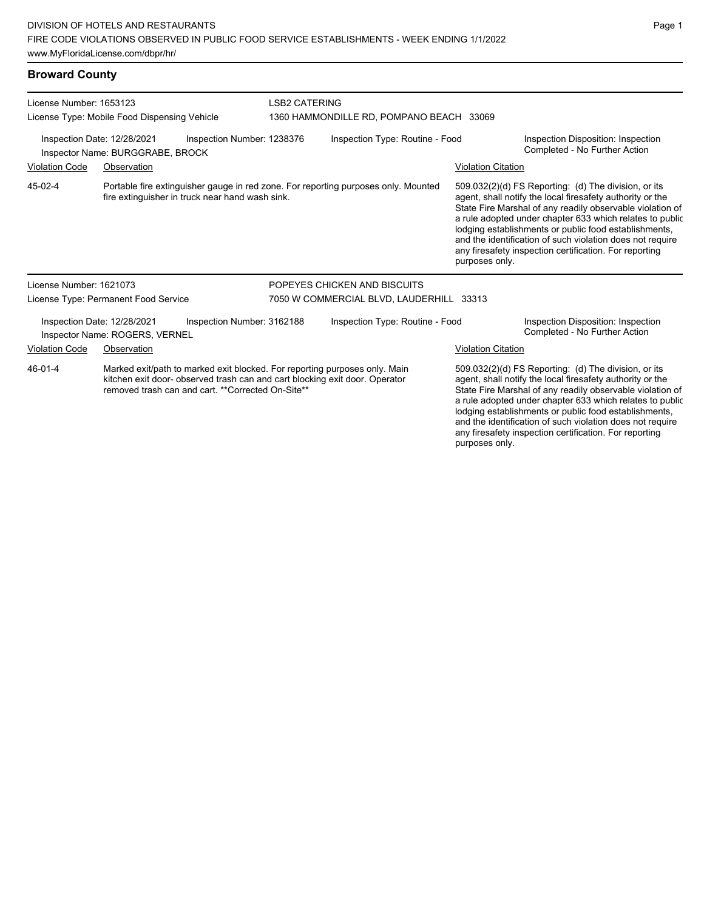DIVISION OF HOTELS AND RESTAURANTS
FIRE CODE VIOLATIONS OBSERVED IN PUBLIC FOOD SERVICE ESTABLISHMENTS - WEEK ENDING 1/1/2022
www.MyFloridaLicense.com/dbpr/hr/

## Broward County

License Number: 1653123
License Type: Mobile Food Dispensing Vehicle

LSB2 CATERING
1360 HAMMONDILLE RD, POMPANO BEACH 33069

Inspection Date: 12/28/2021
Inspector Name: BURGGRABE, BROCK
Inspection Number: 1238376
Inspection Type: Routine - Food
Inspection Disposition: Inspection Completed - No Further Action

| Violation Code | Observation | Violation Citation |
|---|---|---|
| 45-02-4 | Portable fire extinguisher gauge in red zone. For reporting purposes only. Mounted fire extinguisher in truck near hand wash sink. | 509.032(2)(d) FS Reporting: (d) The division, or its agent, shall notify the local firesafety authority or the State Fire Marshal of any readily observable violation of a rule adopted under chapter 633 which relates to public lodging establishments or public food establishments, and the identification of such violation does not require any firesafety inspection certification. For reporting purposes only. |

License Number: 1621073
License Type: Permanent Food Service

POPEYES CHICKEN AND BISCUITS
7050 W COMMERCIAL BLVD, LAUDERHILL 33313

Inspection Date: 12/28/2021
Inspector Name: ROGERS, VERNEL
Inspection Number: 3162188
Inspection Type: Routine - Food
Inspection Disposition: Inspection Completed - No Further Action

| Violation Code | Observation | Violation Citation |
|---|---|---|
| 46-01-4 | Marked exit/path to marked exit blocked. For reporting purposes only. Main kitchen exit door- observed trash can and cart blocking exit door. Operator removed trash can and cart. **Corrected On-Site** | 509.032(2)(d) FS Reporting: (d) The division, or its agent, shall notify the local firesafety authority or the State Fire Marshal of any readily observable violation of a rule adopted under chapter 633 which relates to public lodging establishments or public food establishments, and the identification of such violation does not require any firesafety inspection certification. For reporting purposes only. |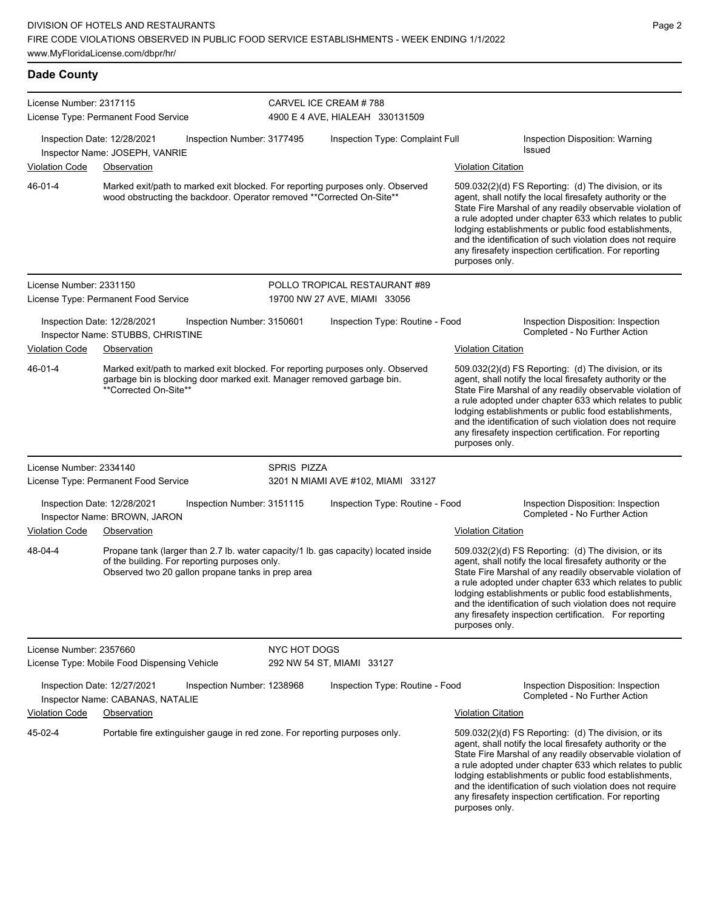## Dade County

**License Number:** 2317115
**License Type:** Permanent Food Service

**CARVEL ICE CREAM # 788**
4900 E 4 AVE, HIALEAH 330131509

Inspection Date: 12/28/2021 | Inspection Number: 3177495 | Inspection Type: Complaint Full | Inspection Disposition: Warning Issued
Inspector Name: JOSEPH, VANRIE

| Violation Code | Observation | Violation Citation |
|---|---|---|
| 46-01-4 | Marked exit/path to marked exit blocked. For reporting purposes only. Observed wood obstructing the backdoor. Operator removed **Corrected On-Site** | 509.032(2)(d) FS Reporting: (d) The division, or its agent, shall notify the local firesafety authority or the State Fire Marshal of any readily observable violation of a rule adopted under chapter 633 which relates to public lodging establishments or public food establishments, and the identification of such violation does not require any firesafety inspection certification. For reporting purposes only. |

---

**License Number:** 2331150
**License Type:** Permanent Food Service

**POLLO TROPICAL RESTAURANT #89**
19700 NW 27 AVE, MIAMI 33056

Inspection Date: 12/28/2021 | Inspection Number: 3150601 | Inspection Type: Routine - Food | Inspection Disposition: Inspection Completed - No Further Action
Inspector Name: STUBBS, CHRISTINE

| Violation Code | Observation | Violation Citation |
|---|---|---|
| 46-01-4 | Marked exit/path to marked exit blocked. For reporting purposes only. Observed garbage bin is blocking door marked exit. Manager removed garbage bin. **Corrected On-Site** | 509.032(2)(d) FS Reporting: (d) The division, or its agent, shall notify the local firesafety authority or the State Fire Marshal of any readily observable violation of a rule adopted under chapter 633 which relates to public lodging establishments or public food establishments, and the identification of such violation does not require any firesafety inspection certification. For reporting purposes only. |

---

**License Number:** 2334140
**License Type:** Permanent Food Service

**SPRIS PIZZA**
3201 N MIAMI AVE #102, MIAMI 33127

Inspection Date: 12/28/2021 | Inspection Number: 3151115 | Inspection Type: Routine - Food | Inspection Disposition: Inspection Completed - No Further Action
Inspector Name: BROWN, JARON

| Violation Code | Observation | Violation Citation |
|---|---|---|
| 48-04-4 | Propane tank (larger than 2.7 lb. water capacity/1 lb. gas capacity) located inside of the building. For reporting purposes only. Observed two 20 gallon propane tanks in prep area | 509.032(2)(d) FS Reporting: (d) The division, or its agent, shall notify the local firesafety authority or the State Fire Marshal of any readily observable violation of a rule adopted under chapter 633 which relates to public lodging establishments or public food establishments, and the identification of such violation does not require any firesafety inspection certification. For reporting purposes only. |

---

**License Number:** 2357660
**License Type:** Mobile Food Dispensing Vehicle

**NYC HOT DOGS**
292 NW 54 ST, MIAMI 33127

Inspection Date: 12/27/2021 | Inspection Number: 1238968 | Inspection Type: Routine - Food | Inspection Disposition: Inspection Completed - No Further Action
Inspector Name: CABANAS, NATALIE

| Violation Code | Observation | Violation Citation |
|---|---|---|
| 45-02-4 | Portable fire extinguisher gauge in red zone. For reporting purposes only. | 509.032(2)(d) FS Reporting: (d) The division, or its agent, shall notify the local firesafety authority or the State Fire Marshal of any readily observable violation of a rule adopted under chapter 633 which relates to public lodging establishments or public food establishments, and the identification of such violation does not require any firesafety inspection certification. For reporting purposes only. |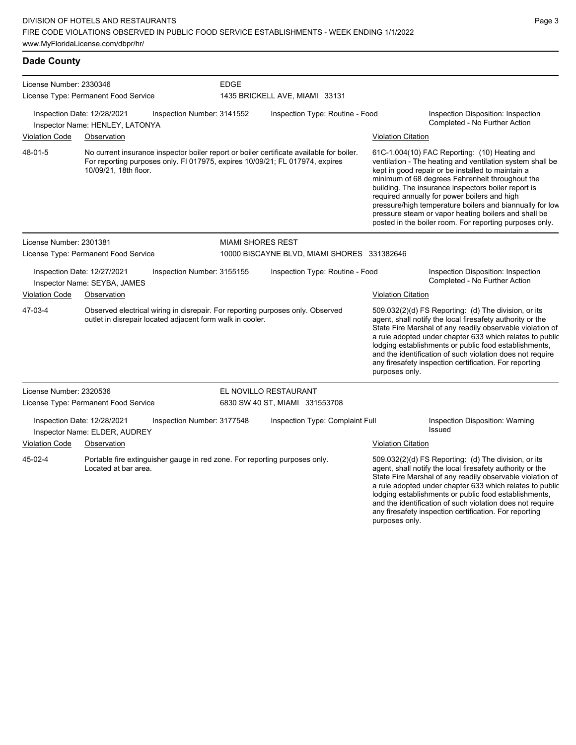## Dade County

**License Number:** 2330346
**License Type:** Permanent Food Service

**EDGE**
1435 BRICKELL AVE, MIAMI 33131

**Inspection Date:** 12/28/2021
**Inspection Number:** 3141552
**Inspection Type:** Routine - Food
**Inspection Disposition:** Inspection Completed - No Further Action
**Inspector Name:** HENLEY, LATONYA

| Violation Code | Observation | Violation Citation |
|---|---|---|
| 48-01-5 | No current insurance inspector boiler report or boiler certificate available for boiler. For reporting purposes only. Fl 017975, expires 10/09/21; FL 017974, expires 10/09/21, 18th floor. | 61C-1.004(10) FAC Reporting: (10) Heating and ventilation - The heating and ventilation system shall be kept in good repair or be installed to maintain a minimum of 68 degrees Fahrenheit throughout the building. The insurance inspectors boiler report is required annually for power boilers and high pressure/high temperature boilers and biannually for low pressure steam or vapor heating boilers and shall be posted in the boiler room. For reporting purposes only. |

**License Number:** 2301381
**License Type:** Permanent Food Service

**MIAMI SHORES REST**
10000 BISCAYNE BLVD, MIAMI SHORES 331382646

**Inspection Date:** 12/27/2021
**Inspection Number:** 3155155
**Inspection Type:** Routine - Food
**Inspection Disposition:** Inspection Completed - No Further Action
**Inspector Name:** SEYBA, JAMES

| Violation Code | Observation | Violation Citation |
|---|---|---|
| 47-03-4 | Observed electrical wiring in disrepair. For reporting purposes only. Observed outlet in disrepair located adjacent form walk in cooler. | 509.032(2)(d) FS Reporting: (d) The division, or its agent, shall notify the local firesafety authority or the State Fire Marshal of any readily observable violation of a rule adopted under chapter 633 which relates to public lodging establishments or public food establishments, and the identification of such violation does not require any firesafety inspection certification. For reporting purposes only. |

**License Number:** 2320536
**License Type:** Permanent Food Service

**EL NOVILLO RESTAURANT**
6830 SW 40 ST, MIAMI 331553708

**Inspection Date:** 12/28/2021
**Inspection Number:** 3177548
**Inspection Type:** Complaint Full
**Inspection Disposition:** Warning Issued
**Inspector Name:** ELDER, AUDREY

| Violation Code | Observation | Violation Citation |
|---|---|---|
| 45-02-4 | Portable fire extinguisher gauge in red zone. For reporting purposes only. Located at bar area. | 509.032(2)(d) FS Reporting: (d) The division, or its agent, shall notify the local firesafety authority or the State Fire Marshal of any readily observable violation of a rule adopted under chapter 633 which relates to public lodging establishments or public food establishments, and the identification of such violation does not require any firesafety inspection certification. For reporting purposes only. |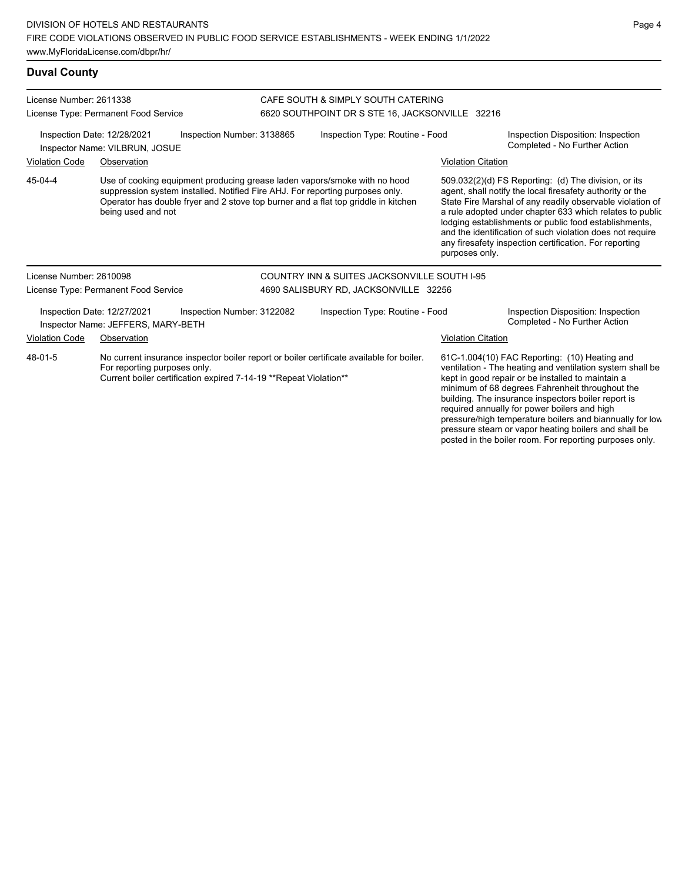## Duval County

**License Number:** 2611338
**License Type:** Permanent Food Service

**CAFE SOUTH & SIMPLY SOUTH CATERING**
6620 SOUTHPOINT DR S STE 16, JACKSONVILLE 32216

**Inspection Date:** 12/28/2021 | **Inspection Number:** 3138865 | **Inspection Type:** Routine - Food | **Inspection Disposition:** Inspection Completed - No Further Action
**Inspector Name:** VILBRUN, JOSUE

| Violation Code | Observation | Violation Citation |
| --- | --- | --- |
| 45-04-4 | Use of cooking equipment producing grease laden vapors/smoke with no hood suppression system installed. Notified Fire AHJ. For reporting purposes only. Operator has double fryer and 2 stove top burner and a flat top griddle in kitchen being used and not | 509.032(2)(d) FS Reporting: (d) The division, or its agent, shall notify the local firesafety authority or the State Fire Marshal of any readily observable violation of a rule adopted under chapter 633 which relates to public lodging establishments or public food establishments, and the identification of such violation does not require any firesafety inspection certification. For reporting purposes only. |

**License Number:** 2610098
**License Type:** Permanent Food Service

**COUNTRY INN & SUITES JACKSONVILLE SOUTH I-95**
4690 SALISBURY RD, JACKSONVILLE 32256

**Inspection Date:** 12/27/2021 | **Inspection Number:** 3122082 | **Inspection Type:** Routine - Food | **Inspection Disposition:** Inspection Completed - No Further Action
**Inspector Name:** JEFFERS, MARY-BETH

| Violation Code | Observation | Violation Citation |
| --- | --- | --- |
| 48-01-5 | No current insurance inspector boiler report or boiler certificate available for boiler. For reporting purposes only. Current boiler certification expired 7-14-19 **Repeat Violation** | 61C-1.004(10) FAC Reporting: (10) Heating and ventilation - The heating and ventilation system shall be kept in good repair or be installed to maintain a minimum of 68 degrees Fahrenheit throughout the building. The insurance inspectors boiler report is required annually for power boilers and high pressure/high temperature boilers and biannually for low pressure steam or vapor heating boilers and shall be posted in the boiler room. For reporting purposes only. |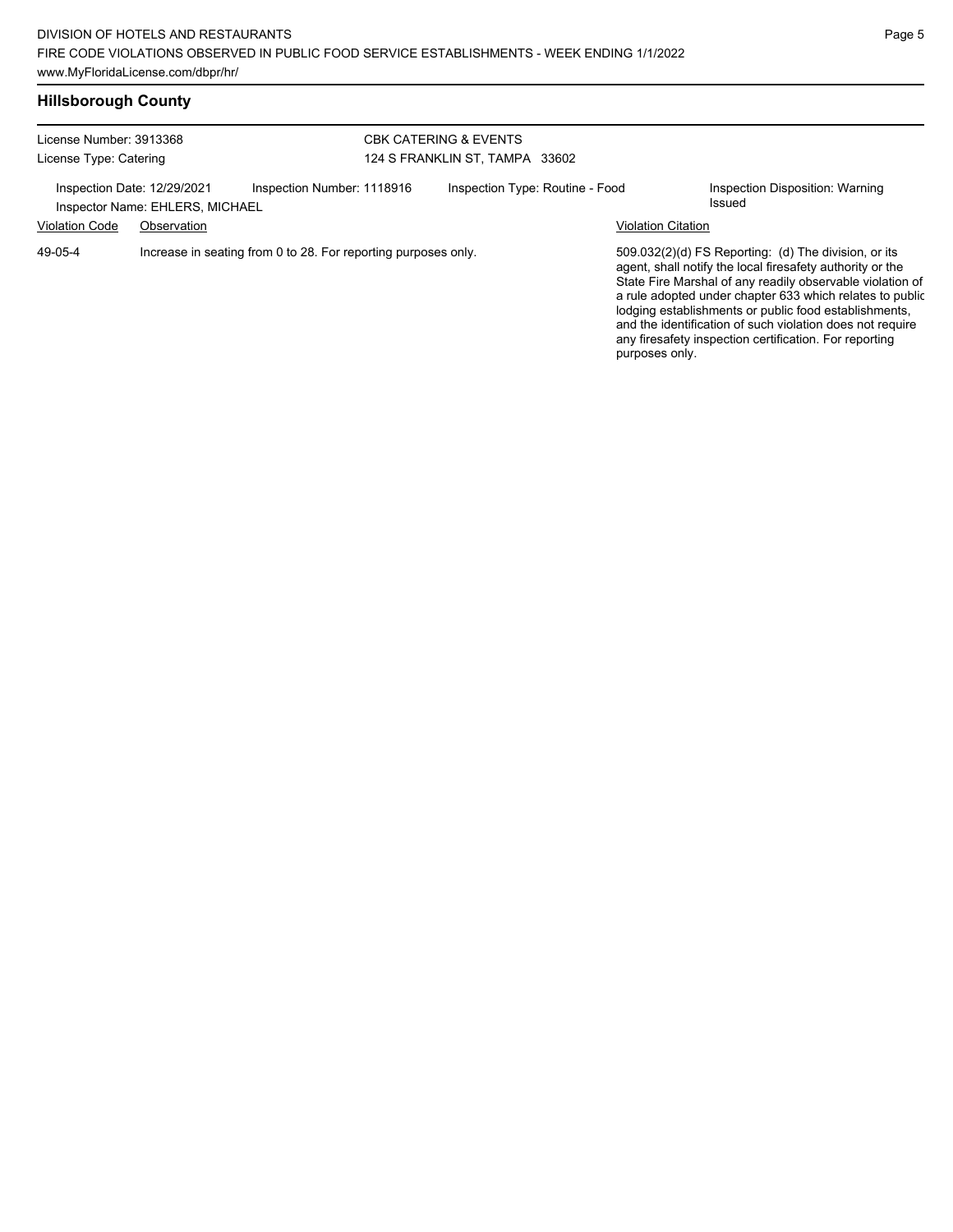## Hillsborough County

License Number: 3913368
License Type: Catering

CBK CATERING & EVENTS
124 S FRANKLIN ST, TAMPA 33602

Inspection Date: 12/29/2021
Inspection Number: 1118916
Inspection Type: Routine - Food
Inspection Disposition: Warning Issued
Inspector Name: EHLERS, MICHAEL

| Violation Code | Observation | Violation Citation |
|---|---|---|
| 49-05-4 | Increase in seating from 0 to 28. For reporting purposes only. | 509.032(2)(d) FS Reporting: (d) The division, or its agent, shall notify the local firesafety authority or the State Fire Marshal of any readily observable violation of a rule adopted under chapter 633 which relates to public lodging establishments or public food establishments, and the identification of such violation does not require any firesafety inspection certification. For reporting purposes only. |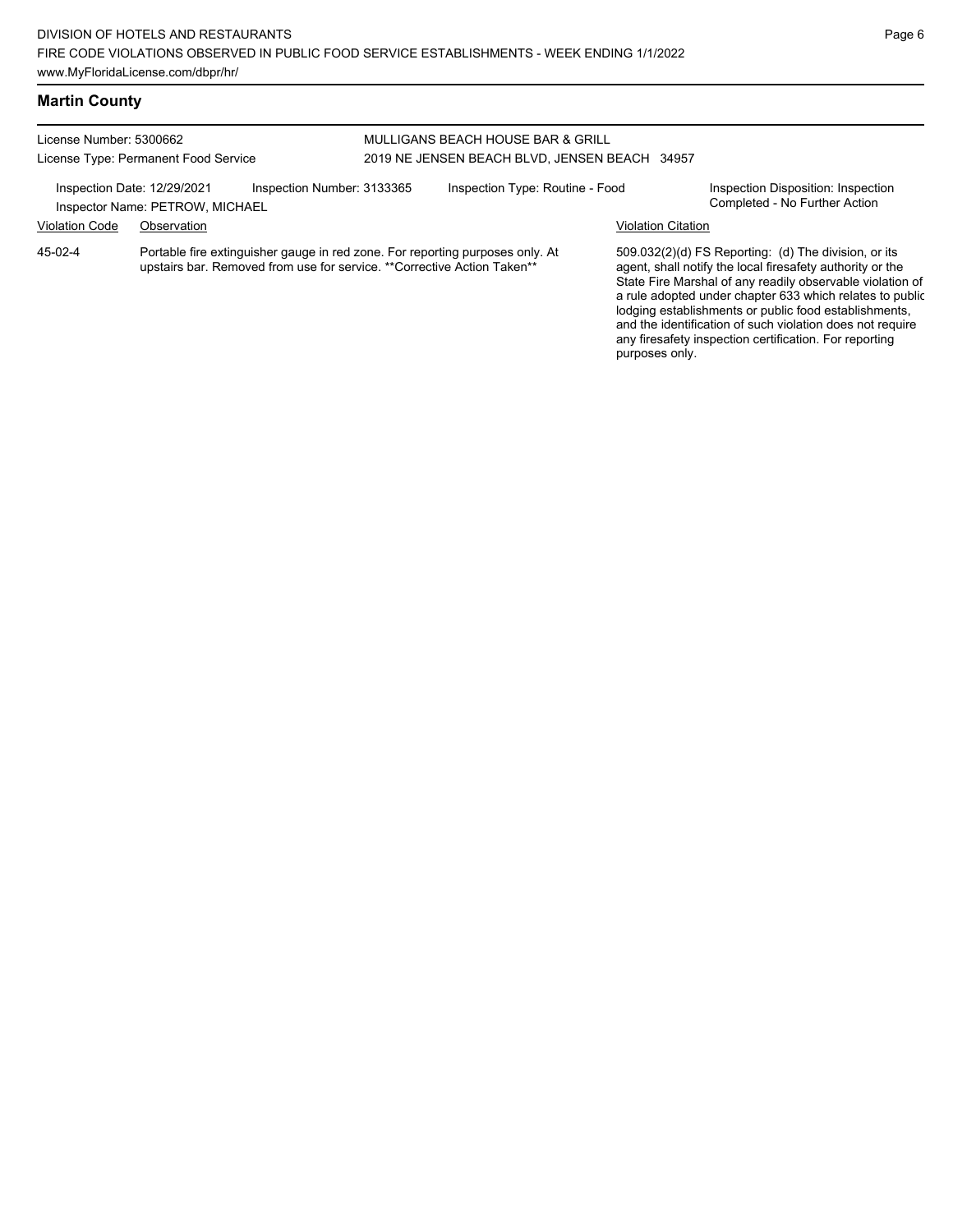## Martin County

License Number: 5300662
License Type: Permanent Food Service

MULLIGANS BEACH HOUSE BAR & GRILL
2019 NE JENSEN BEACH BLVD, JENSEN BEACH 34957

Inspection Date: 12/29/2021 | Inspection Number: 3133365 | Inspection Type: Routine - Food | Inspection Disposition: Inspection Completed - No Further Action

Inspector Name: PETROW, MICHAEL

| Violation Code | Observation | Violation Citation |
| --- | --- | --- |
| 45-02-4 | Portable fire extinguisher gauge in red zone. For reporting purposes only. At upstairs bar. Removed from use for service. **Corrective Action Taken** | 509.032(2)(d) FS Reporting: (d) The division, or its agent, shall notify the local firesafety authority or the State Fire Marshal of any readily observable violation of a rule adopted under chapter 633 which relates to public lodging establishments or public food establishments, and the identification of such violation does not require any firesafety inspection certification. For reporting purposes only. |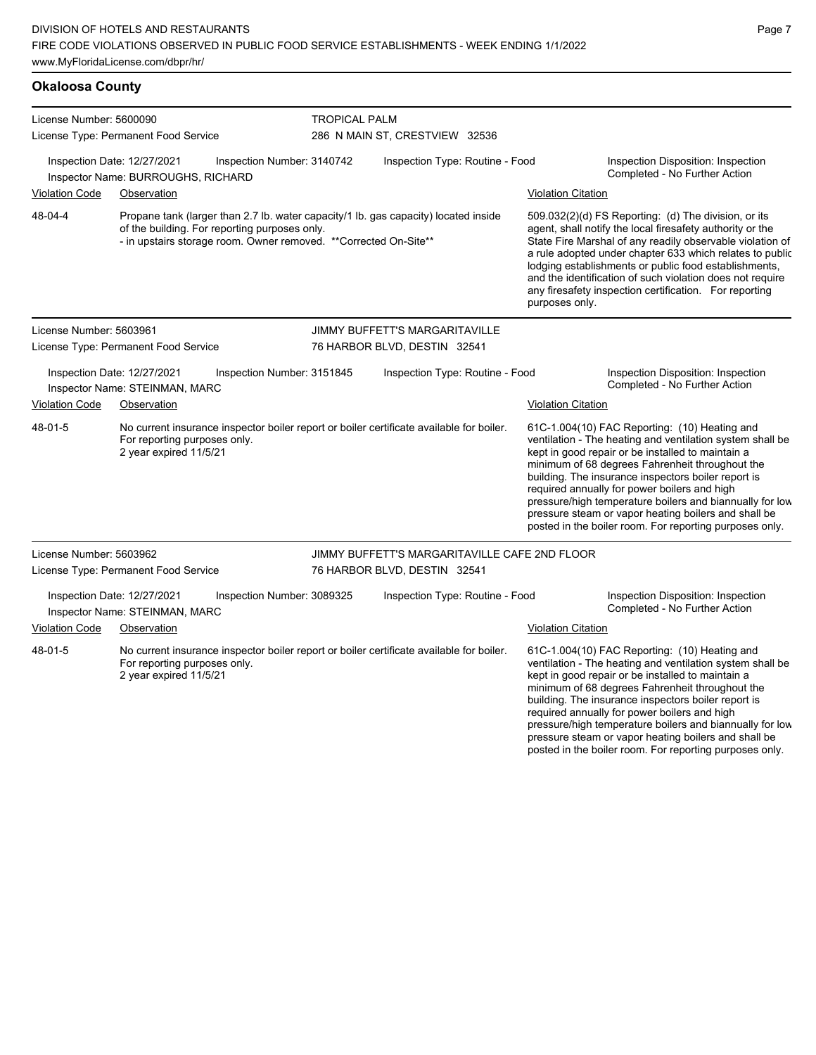## Okaloosa County

License Number: 5600090
License Type: Permanent Food Service

**TROPICAL PALM**
286 N MAIN ST, CRESTVIEW 32536

Inspection Date: 12/27/2021
Inspection Number: 3140742
Inspection Type: Routine - Food
Inspection Disposition: Inspection Completed - No Further Action
Inspector Name: BURROUGHS, RICHARD

| Violation Code | Observation | Violation Citation |
| --- | --- | --- |
| 48-04-4 | Propane tank (larger than 2.7 lb. water capacity/1 lb. gas capacity) located inside of the building. For reporting purposes only. - in upstairs storage room. Owner removed. **Corrected On-Site** | 509.032(2)(d) FS Reporting: (d) The division, or its agent, shall notify the local firesafety authority or the State Fire Marshal of any readily observable violation of a rule adopted under chapter 633 which relates to public lodging establishments or public food establishments, and the identification of such violation does not require any firesafety inspection certification. For reporting purposes only. |

License Number: 5603961
License Type: Permanent Food Service

**JIMMY BUFFETT'S MARGARITAVILLE**
76 HARBOR BLVD, DESTIN 32541

Inspection Date: 12/27/2021
Inspection Number: 3151845
Inspection Type: Routine - Food
Inspection Disposition: Inspection Completed - No Further Action
Inspector Name: STEINMAN, MARC

| Violation Code | Observation | Violation Citation |
| --- | --- | --- |
| 48-01-5 | No current insurance inspector boiler report or boiler certificate available for boiler. For reporting purposes only. 2 year expired 11/5/21 | 61C-1.004(10) FAC Reporting: (10) Heating and ventilation - The heating and ventilation system shall be kept in good repair or be installed to maintain a minimum of 68 degrees Fahrenheit throughout the building. The insurance inspectors boiler report is required annually for power boilers and high pressure/high temperature boilers and biannually for low pressure steam or vapor heating boilers and shall be posted in the boiler room. For reporting purposes only. |

License Number: 5603962
License Type: Permanent Food Service

**JIMMY BUFFETT'S MARGARITAVILLE CAFE 2ND FLOOR**
76 HARBOR BLVD, DESTIN 32541

Inspection Date: 12/27/2021
Inspection Number: 3089325
Inspection Type: Routine - Food
Inspection Disposition: Inspection Completed - No Further Action
Inspector Name: STEINMAN, MARC

| Violation Code | Observation | Violation Citation |
| --- | --- | --- |
| 48-01-5 | No current insurance inspector boiler report or boiler certificate available for boiler. For reporting purposes only. 2 year expired 11/5/21 | 61C-1.004(10) FAC Reporting: (10) Heating and ventilation - The heating and ventilation system shall be kept in good repair or be installed to maintain a minimum of 68 degrees Fahrenheit throughout the building. The insurance inspectors boiler report is required annually for power boilers and high pressure/high temperature boilers and biannually for low pressure steam or vapor heating boilers and shall be posted in the boiler room. For reporting purposes only. |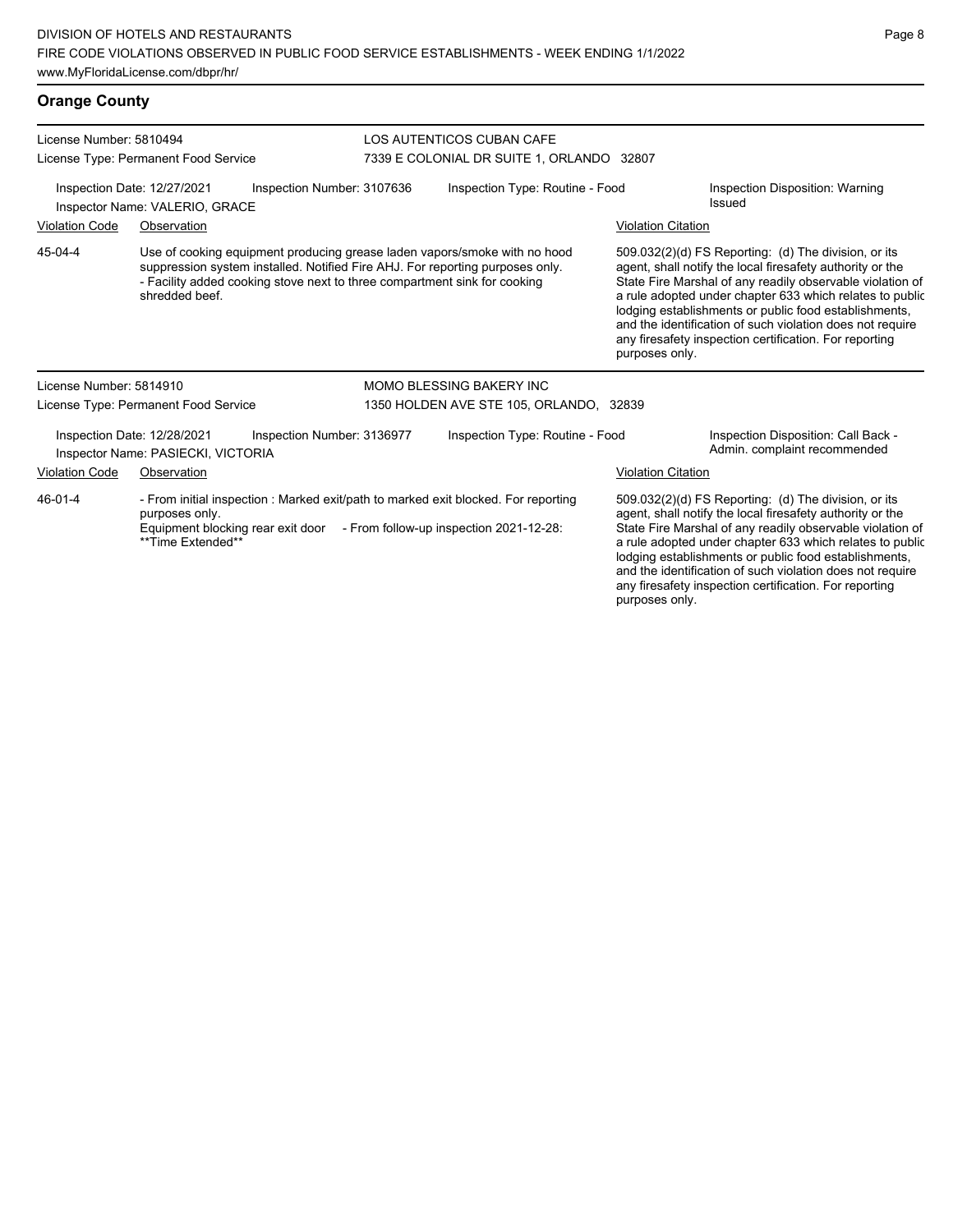## Orange County

**License Number:** 5810494
**License Type:** Permanent Food Service

**LOS AUTENTICOS CUBAN CAFE**
7339 E COLONIAL DR SUITE 1, ORLANDO 32807

Inspection Date: 12/27/2021 | Inspection Number: 3107636 | Inspection Type: Routine - Food | Inspection Disposition: Warning Issued
Inspector Name: VALERIO, GRACE

| Violation Code | Observation | Violation Citation |
|---|---|---|
| 45-04-4 | Use of cooking equipment producing grease laden vapors/smoke with no hood suppression system installed. Notified Fire AHJ. For reporting purposes only. - Facility added cooking stove next to three compartment sink for cooking shredded beef. | 509.032(2)(d) FS Reporting: (d) The division, or its agent, shall notify the local firesafety authority or the State Fire Marshal of any readily observable violation of a rule adopted under chapter 633 which relates to public lodging establishments or public food establishments, and the identification of such violation does not require any firesafety inspection certification. For reporting purposes only. |

**License Number:** 5814910
**License Type:** Permanent Food Service

**MOMO BLESSING BAKERY INC**
1350 HOLDEN AVE STE 105, ORLANDO, 32839

Inspection Date: 12/28/2021 | Inspection Number: 3136977 | Inspection Type: Routine - Food | Inspection Disposition: Call Back - Admin. complaint recommended
Inspector Name: PASIECKI, VICTORIA

| Violation Code | Observation | Violation Citation |
|---|---|---|
| 46-01-4 | - From initial inspection : Marked exit/path to marked exit blocked. For reporting purposes only. Equipment blocking rear exit door - From follow-up inspection 2021-12-28: **Time Extended** | 509.032(2)(d) FS Reporting: (d) The division, or its agent, shall notify the local firesafety authority or the State Fire Marshal of any readily observable violation of a rule adopted under chapter 633 which relates to public lodging establishments or public food establishments, and the identification of such violation does not require any firesafety inspection certification. For reporting purposes only. |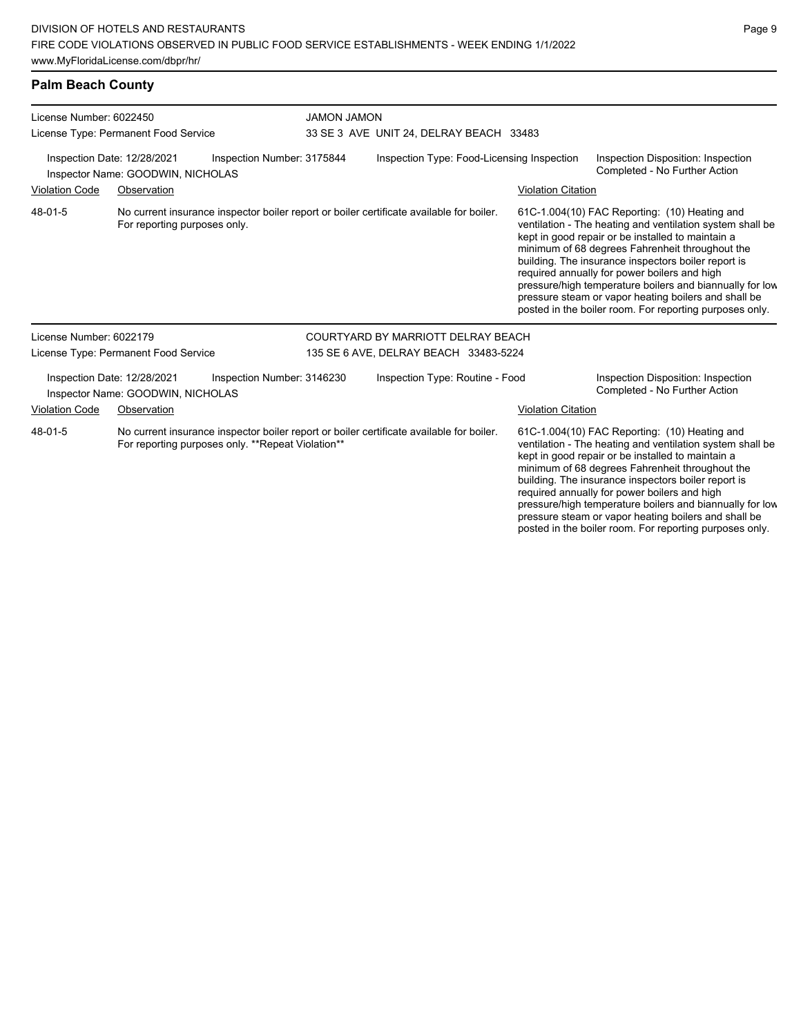## Palm Beach County

License Number: 6022450
License Type: Permanent Food Service

**JAMON JAMON**
33 SE 3 AVE UNIT 24, DELRAY BEACH 33483

Inspection Date: 12/28/2021
Inspection Number: 3175844
Inspection Type: Food-Licensing Inspection
Inspection Disposition: Inspection Completed - No Further Action
Inspector Name: GOODWIN, NICHOLAS

| Violation Code | Observation | Violation Citation |
|---|---|---|
| 48-01-5 | No current insurance inspector boiler report or boiler certificate available for boiler. For reporting purposes only. | 61C-1.004(10) FAC Reporting: (10) Heating and ventilation - The heating and ventilation system shall be kept in good repair or be installed to maintain a minimum of 68 degrees Fahrenheit throughout the building. The insurance inspectors boiler report is required annually for power boilers and high pressure/high temperature boilers and biannually for low pressure steam or vapor heating boilers and shall be posted in the boiler room. For reporting purposes only. |

License Number: 6022179
License Type: Permanent Food Service

**COURTYARD BY MARRIOTT DELRAY BEACH**
135 SE 6 AVE, DELRAY BEACH 33483-5224

Inspection Date: 12/28/2021
Inspection Number: 3146230
Inspection Type: Routine - Food
Inspection Disposition: Inspection Completed - No Further Action
Inspector Name: GOODWIN, NICHOLAS

| Violation Code | Observation | Violation Citation |
|---|---|---|
| 48-01-5 | No current insurance inspector boiler report or boiler certificate available for boiler. For reporting purposes only. **Repeat Violation** | 61C-1.004(10) FAC Reporting: (10) Heating and ventilation - The heating and ventilation system shall be kept in good repair or be installed to maintain a minimum of 68 degrees Fahrenheit throughout the building. The insurance inspectors boiler report is required annually for power boilers and high pressure/high temperature boilers and biannually for low pressure steam or vapor heating boilers and shall be posted in the boiler room. For reporting purposes only. |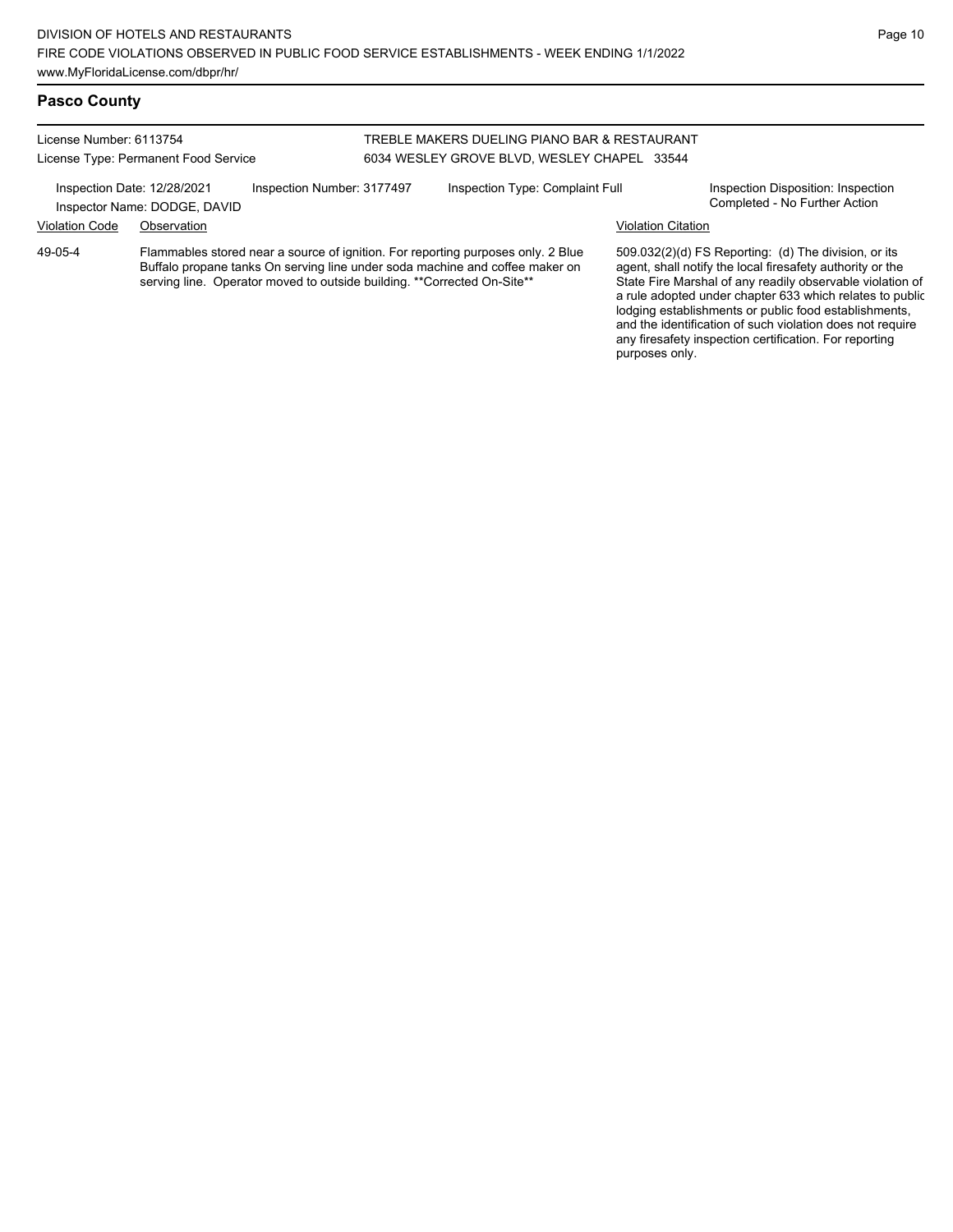## Pasco County

License Number: 6113754
License Type: Permanent Food Service

TREBLE MAKERS DUELING PIANO BAR & RESTAURANT
6034 WESLEY GROVE BLVD, WESLEY CHAPEL 33544

Inspection Date: 12/28/2021
Inspector Name: DODGE, DAVID
Inspection Number: 3177497
Inspection Type: Complaint Full
Inspection Disposition: Inspection Completed - No Further Action

| Violation Code | Observation | Violation Citation |
| --- | --- | --- |
| 49-05-4 | Flammables stored near a source of ignition. For reporting purposes only. 2 Blue Buffalo propane tanks On serving line under soda machine and coffee maker on serving line. Operator moved to outside building. **Corrected On-Site** | 509.032(2)(d) FS Reporting: (d) The division, or its agent, shall notify the local firesafety authority or the State Fire Marshal of any readily observable violation of a rule adopted under chapter 633 which relates to public lodging establishments or public food establishments, and the identification of such violation does not require any firesafety inspection certification. For reporting purposes only. |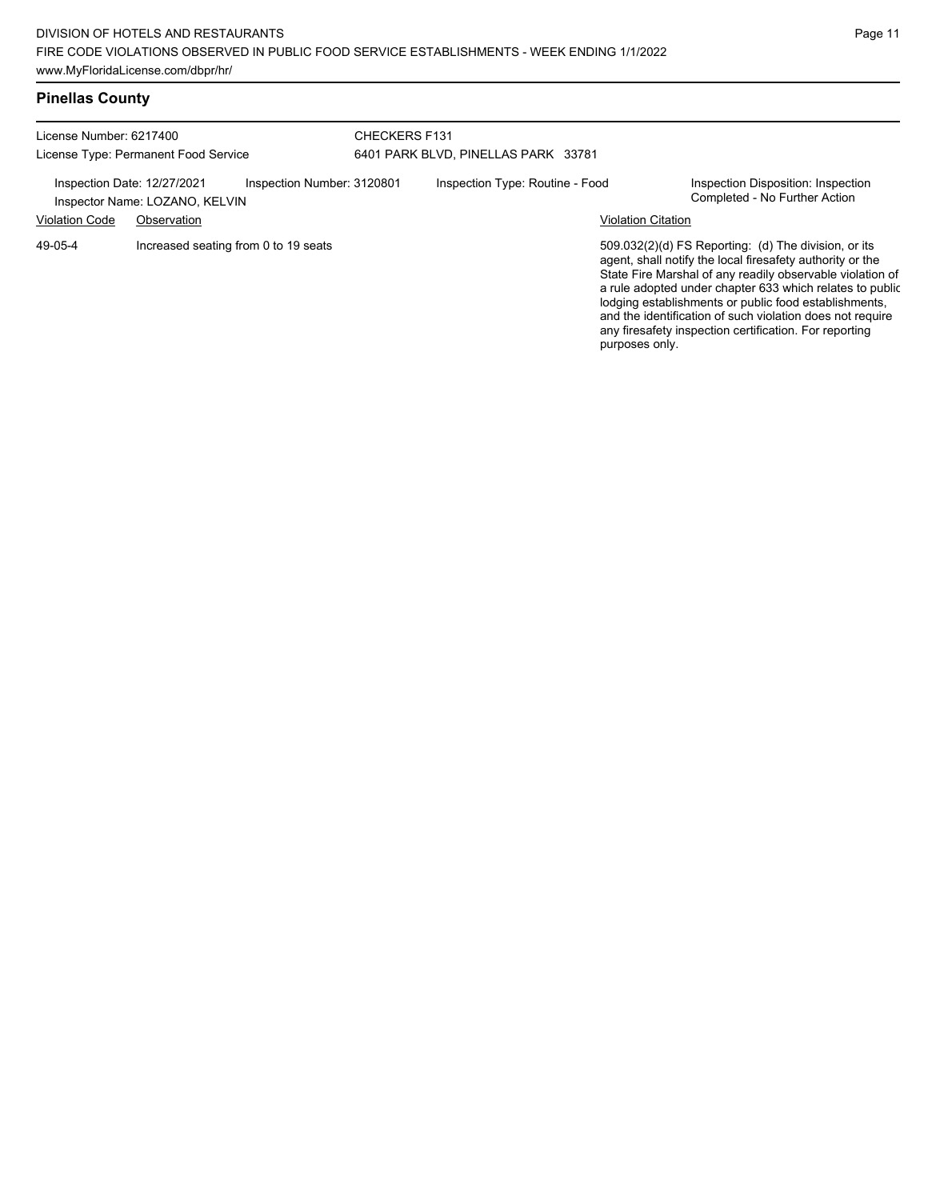## Pinellas County

License Number: 6217400
License Type: Permanent Food Service

CHECKERS F131
6401 PARK BLVD, PINELLAS PARK 33781

Inspection Date: 12/27/2021
Inspector Name: LOZANO, KELVIN
Inspection Number: 3120801
Inspection Type: Routine - Food
Inspection Disposition: Inspection Completed - No Further Action

| Violation Code | Observation | Violation Citation |
| --- | --- | --- |
| 49-05-4 | Increased seating from 0 to 19 seats | 509.032(2)(d) FS Reporting: (d) The division, or its agent, shall notify the local firesafety authority or the State Fire Marshal of any readily observable violation of a rule adopted under chapter 633 which relates to public lodging establishments or public food establishments, and the identification of such violation does not require any firesafety inspection certification. For reporting purposes only. |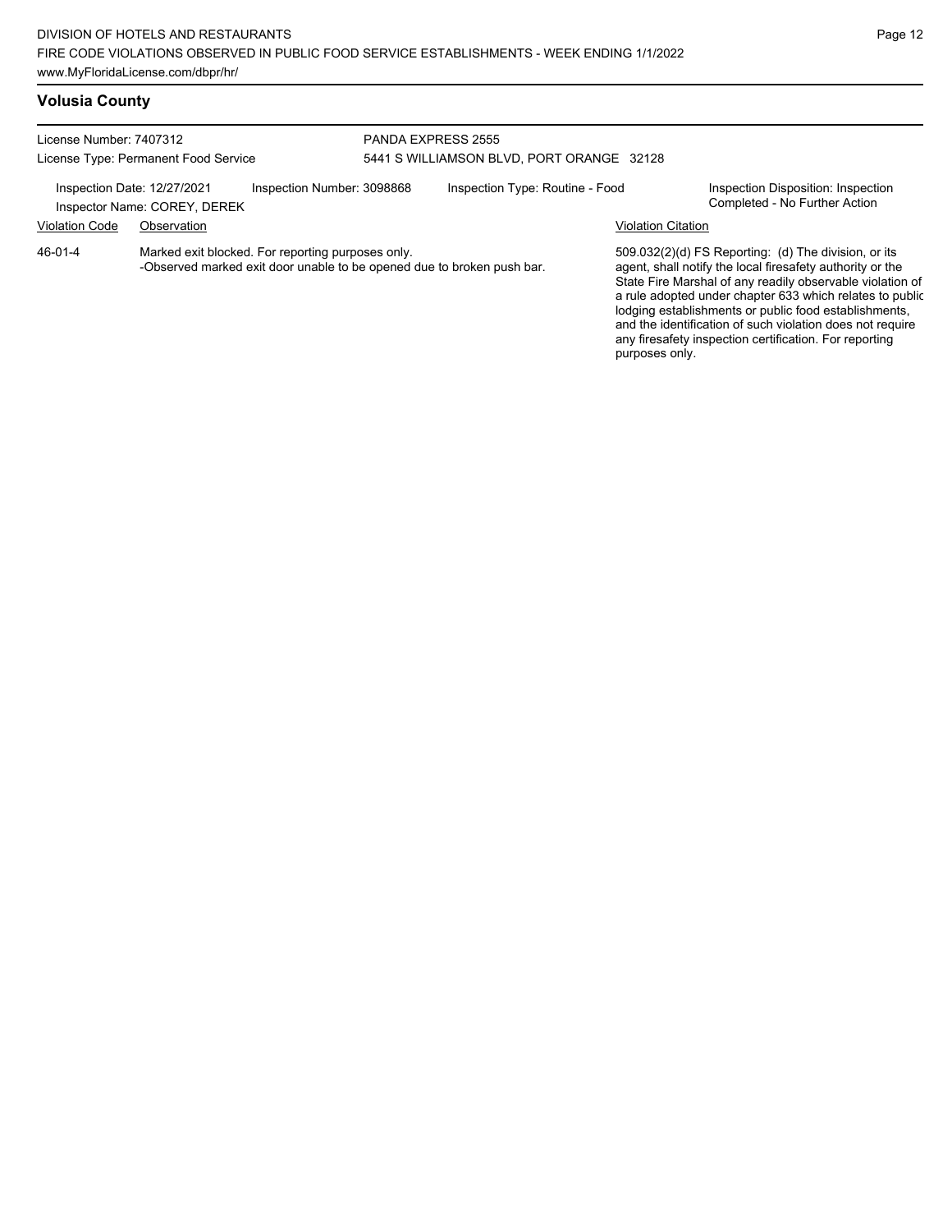## Volusia County

License Number: 7407312
License Type: Permanent Food Service

PANDA EXPRESS 2555
5441 S WILLIAMSON BLVD, PORT ORANGE 32128

Inspection Date: 12/27/2021
Inspector Name: COREY, DEREK
Inspection Number: 3098868
Inspection Type: Routine - Food
Inspection Disposition: Inspection Completed - No Further Action

| Violation Code | Observation | Violation Citation |
| --- | --- | --- |
| 46-01-4 | Marked exit blocked. For reporting purposes only. -Observed marked exit door unable to be opened due to broken push bar. | 509.032(2)(d) FS Reporting: (d) The division, or its agent, shall notify the local firesafety authority or the State Fire Marshal of any readily observable violation of a rule adopted under chapter 633 which relates to public lodging establishments or public food establishments, and the identification of such violation does not require any firesafety inspection certification. For reporting purposes only. |